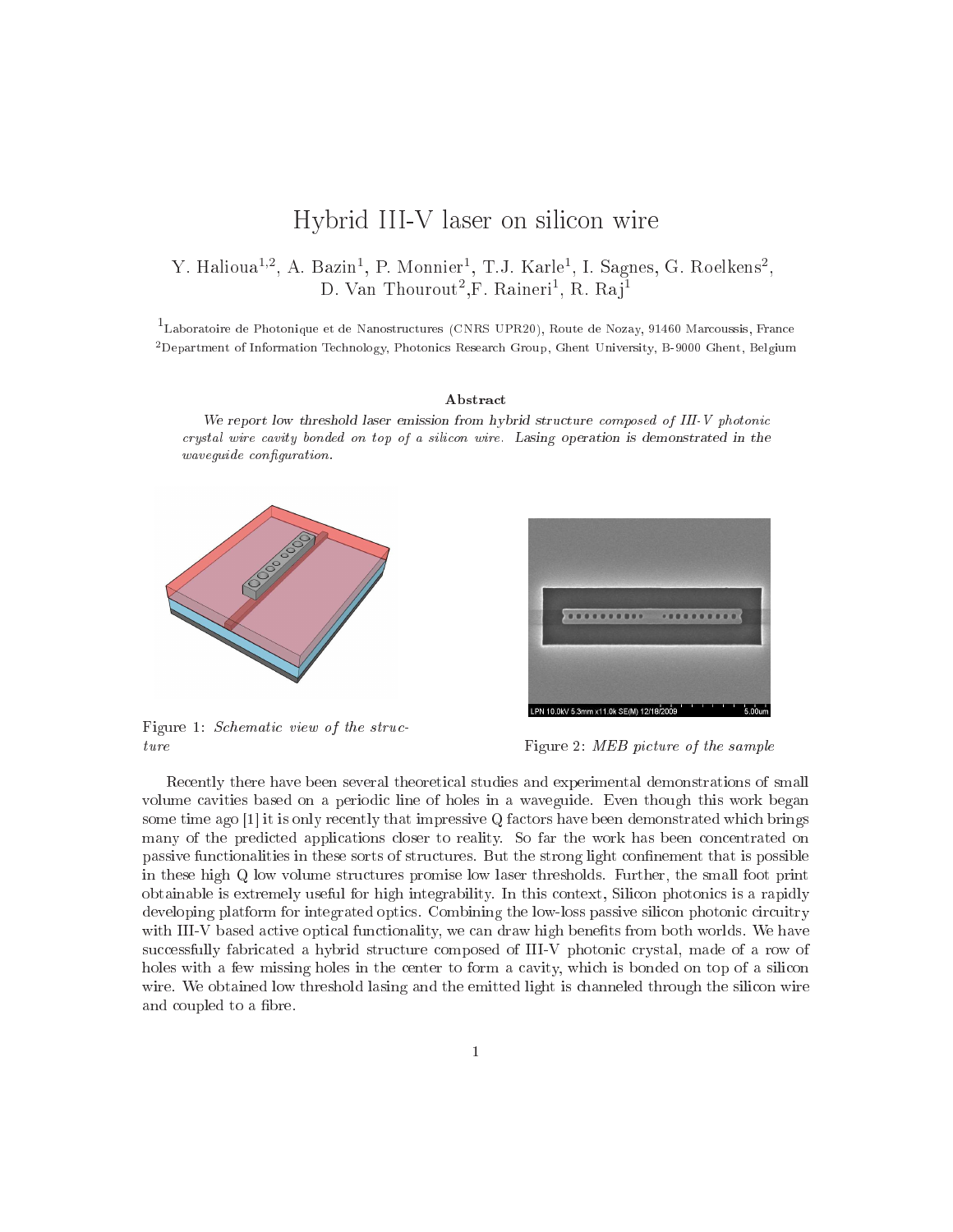# Hybrid III-V laser on silicon wire

Y. Halioua[1,2], A. Bazin[1], P. Monnier[1], T.J. Karle[1], I. Sagnes, G. Roelkens[2], D. Van Thourout[2],F. Raineri[1], R. Raj[1]

[1]Laboratoire de Photonique et de Nanostructures (CNRS UPR20), Route de Nozay, 91460 Marcoussis, France

[2]Department of Information Technology, Photonics Research Group, Ghent University, B-9000 Ghent, Belgium

### Abstract

*We report low threshold laser emission from hybrid structure composed of III-V photonic crystal wire cavity bonded on top of a silicon wire. Lasing operation is demonstrated in the waveguide configuration.*

Figure 1: *Schematic view of the structure*

Figure 2: *MEB picture of the sample*

Recently there have been several theoretical studies and experimental demonstrations of small volume cavities based on a periodic line of holes in a waveguide. Even though this work began some time ago [1] it is only recently that impressive Q factors have been demonstrated which brings many of the predicted applications closer to reality. So far the work has been concentrated on passive functionalities in these sorts of structures. But the strong light confinement that is possible in these high Q low volume structures promise low laser thresholds. Further, the small foot print obtainable is extremely useful for high integrability. In this context, Silicon photonics is a rapidly developing platform for integrated optics. Combining the low-loss passive silicon photonic circuitry with III-V based active optical functionality, we can draw high benefits from both worlds. We have successfully fabricated a hybrid structure composed of III-V photonic crystal, made of a row of holes with a few missing holes in the center to form a cavity, which is bonded on top of a silicon wire. We obtained low threshold lasing and the emitted light is channeled through the silicon wire and coupled to a fibre.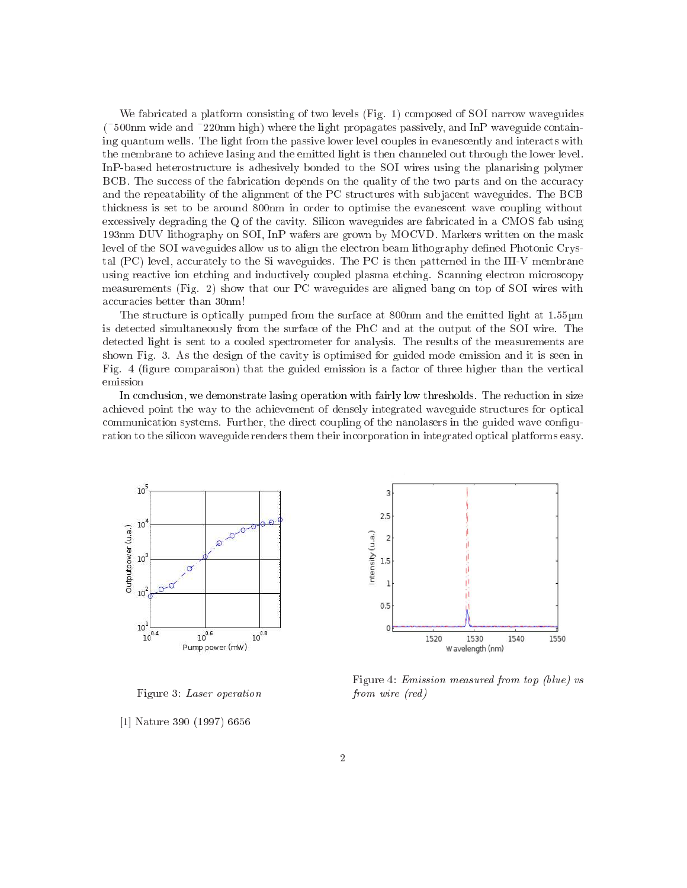We fabricated a platform consisting of two levels (Fig. 1) composed of SOI narrow waveguides (~500nm wide and ~220nm high) where the light propagates passively, and InP waveguide containing quantum wells. The light from the passive lower level couples in evanescently and interacts with the membrane to achieve lasing and the emitted light is then channeled out through the lower level. InP-based heterostructure is adhesively bonded to the SOI wires using the planarising polymer BCB. The success of the fabrication depends on the quality of the two parts and on the accuracy and the repeatability of the alignment of the PC structures with subjacent waveguides. The BCB thickness is set to be around 800nm in order to optimise the evanescent wave coupling without excessively degrading the Q of the cavity. Silicon waveguides are fabricated in a CMOS fab using 193nm DUV lithography on SOI, InP wafers are grown by MOCVD. Markers written on the mask level of the SOI waveguides allow us to align the electron beam lithography defined Photonic Crystal (PC) level, accurately to the Si waveguides. The PC is then patterned in the III-V membrane using reactive ion etching and inductively coupled plasma etching. Scanning electron microscopy measurements (Fig. 2) show that our PC waveguides are aligned bang on top of SOI wires with accuracies better than 30nm!

The structure is optically pumped from the surface at 800nm and the emitted light at 1.55µm is detected simultaneously from the surface of the PhC and at the output of the SOI wire. The detected light is sent to a cooled spectrometer for analysis. The results of the measurements are shown Fig. 3. As the design of the cavity is optimised for guided mode emission and it is seen in Fig. 4 (figure comparaison) that the guided emission is a factor of three higher than the vertical emission

In conclusion, we demonstrate lasing operation with fairly low thresholds. The reduction in size achieved point the way to the achievement of densely integrated waveguide structures for optical communication systems. Further, the direct coupling of the nanolasers in the guided wave configuration to the silicon waveguide renders them their incorporation in integrated optical platforms easy.

$10^5$
$10^4$
$10^3$
$10^2$
$10^1$
Outputpower (u.a.)
$10^{0.4}$
$10^{0.6}$
$10^{0.8}$
Pump power (mW)

Figure 3: *Laser operation*

3
2.5
2
1.5
1
0.5
0
Intensity (u.a.)
1520
1530
1540
1550
Wavelength (nm)

Figure 4: *Emission measured from top (blue) vs from wire (red)*

[1] Nature 390 (1997) 6656